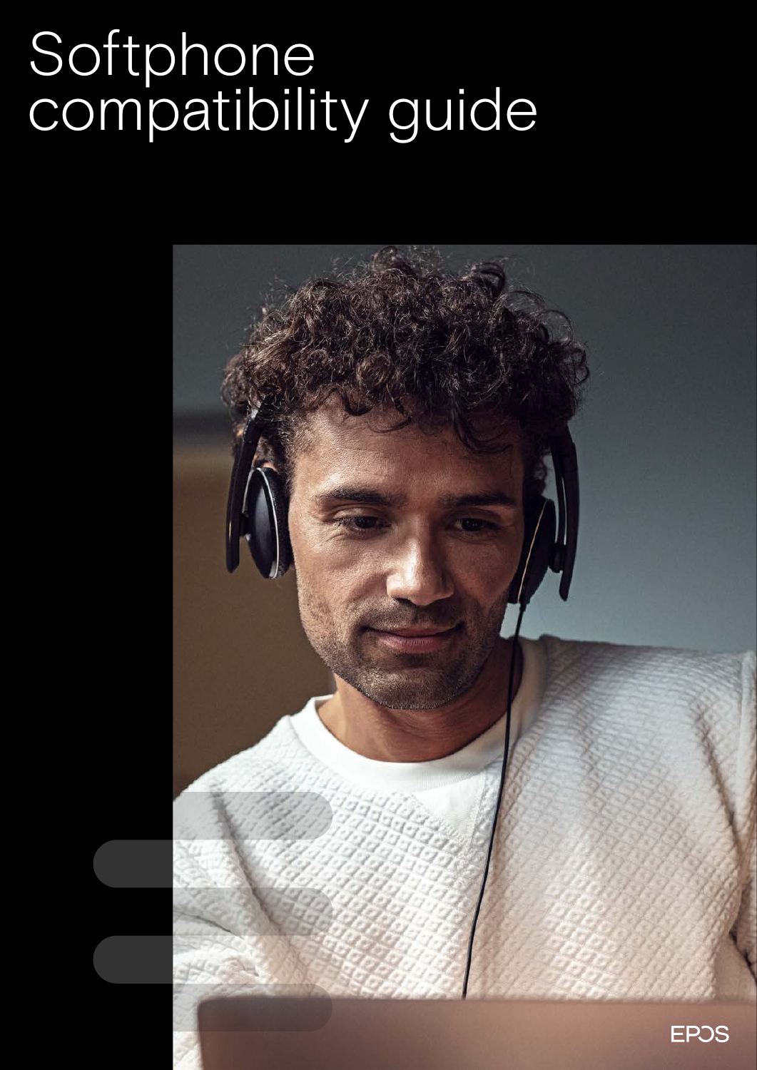# Softphone compatibility guide

EPOS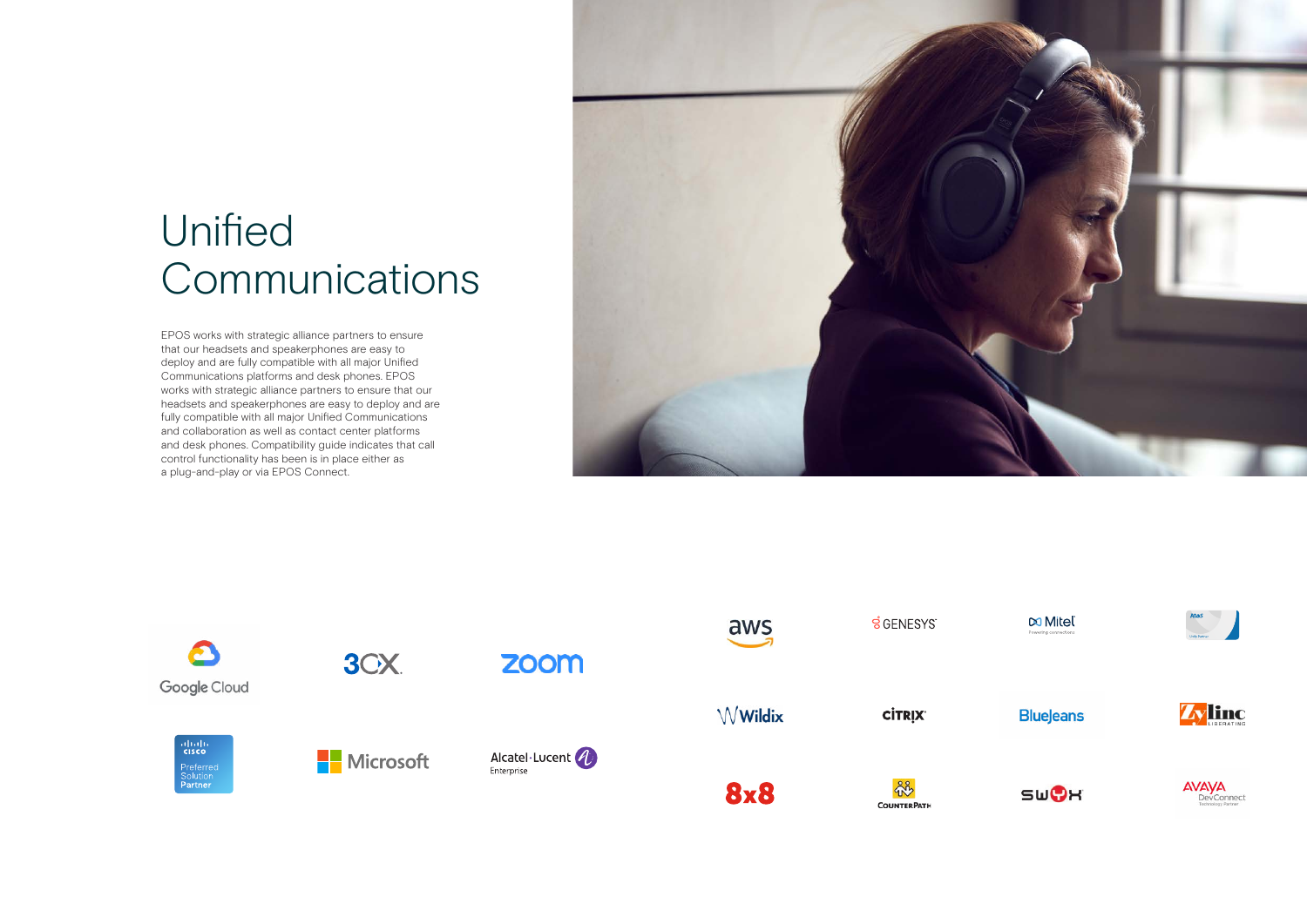# Unified Communications

EPOS works with strategic alliance partners to ensure that our headsets and speakerphones are easy to deploy and are fully compatible with all major Unified Communications platforms and desk phones. EPOS works with strategic alliance partners to ensure that our headsets and speakerphones are easy to deploy and are fully compatible with all major Unified Communications and collaboration as well as contact center platforms and desk phones. Compatibility guide indicates that call control functionality has been is in place either as a plug-and-play or via EPOS Connect.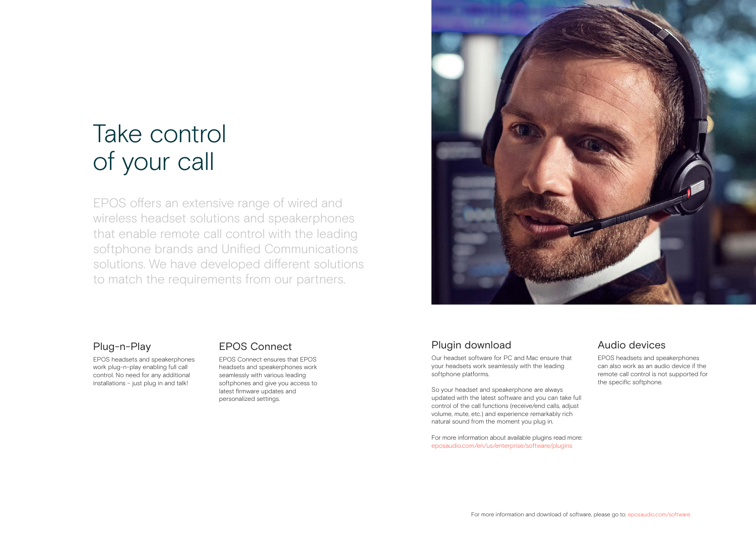# Take control of your call

EPOS offers an extensive range of wired and wireless headset solutions and speakerphones that enable remote call control with the leading softphone brands and Unified Communications solutions. We have developed different solutions to match the requirements from our partners.

## Plug-n-Play

EPOS headsets and speakerphones work plug-n-play enabling full call control. No need for any additional installations – just plug in and talk!

## EPOS Connect

EPOS Connect ensures that EPOS headsets and speakerphones work seamlessly with various leading softphones and give you access to latest firmware updates and personalized settings.

## Plugin download

Our headset software for PC and Mac ensure that your headsets work seamlessly with the leading softphone platforms.

So your headset and speakerphone are always updated with the latest software and you can take full control of the call functions (receive/end calls, adjust volume, mute, etc.) and experience remarkably rich natural sound from the moment you plug in.

For more information about available plugins read more: eposaudio.com/en/us/enterprise/software/plugins

## Audio devices

EPOS headsets and speakerphones can also work as an audio device if the remote call control is not supported for the specific softphone.

For more information and download of software, please go to: eposaudio.com/software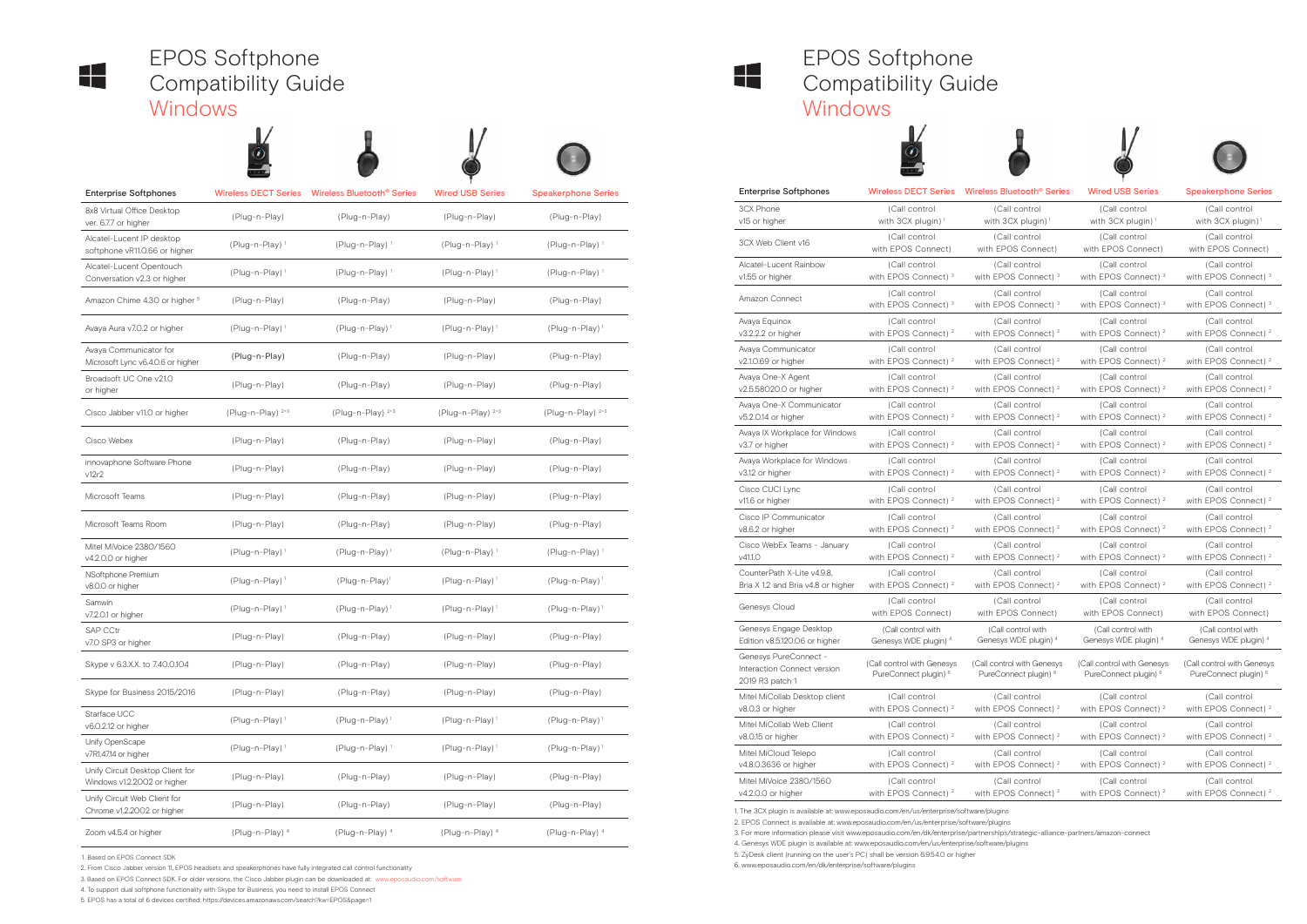# EPOS Softphone Compatibility Guide

## Windows

| Enterprise Softphones | Wireless DECT Series | Wireless Bluetooth® Series | Wired USB Series | Speakerphone Series |
|---|---|---|---|---|
| 8x8 Virtual Office Desktop ver. 6.7.7 or higher | (Plug-n-Play) | (Plug-n-Play) | (Plug-n-Play) | (Plug-n-Play) |
| Alcatel-Lucent IP desktop softphone vR11.0.66 or higher | (Plug-n-Play) [1] | (Plug-n-Play) [1] | (Plug-n-Play) [1] | (Plug-n-Play) [1] |
| Alcatel-Lucent Opentouch Conversation v2.3 or higher | (Plug-n-Play) [1] | (Plug-n-Play) [1] | (Plug-n-Play) [1] | (Plug-n-Play) [1] |
| Amazon Chime 4.30 or higher [5] | (Plug-n-Play) | (Plug-n-Play) | (Plug-n-Play) | (Plug-n-Play) |
| Avaya Aura v7.0.2 or higher | (Plug-n-Play) [1] | (Plug-n-Play) [1] | (Plug-n-Play) [1] | (Plug-n-Play) [1] |
| Avaya Communicator for Microsoft Lync v6.4.0.6 or higher | (Plug-n-Play) | (Plug-n-Play) | (Plug-n-Play) | (Plug-n-Play) |
| Broadsoft UC One v21.0 or higher | (Plug-n-Play) | (Plug-n-Play) | (Plug-n-Play) | (Plug-n-Play) |
| Cisco Jabber v11.0 or higher | (Plug-n-Play) [2+3] | (Plug-n-Play) [2+3] | (Plug-n-Play) [2+3] | (Plug-n-Play) [2+3] |
| Cisco Webex | (Plug-n-Play) | (Plug-n-Play) | (Plug-n-Play) | (Plug-n-Play) |
| innovaphone Software Phone v12r2 | (Plug-n-Play) | (Plug-n-Play) | (Plug-n-Play) | (Plug-n-Play) |
| Microsoft Teams | (Plug-n-Play) | (Plug-n-Play) | (Plug-n-Play) | (Plug-n-Play) |
| Microsoft Teams Room | (Plug-n-Play) | (Plug-n-Play) | (Plug-n-Play) | (Plug-n-Play) |
| Mitel MiVoice 2380/1560 v4.2.0.0 or higher | (Plug-n-Play) [1] | (Plug-n-Play) [1] | (Plug-n-Play) [1] | (Plug-n-Play) [1] |
| NSoftphone Premium v8.0.0 or higher | (Plug-n-Play) [1] | (Plug-n-Play) [1] | (Plug-n-Play) [1] | (Plug-n-Play) [1] |
| Samwin v7.2.0.1 or higher | (Plug-n-Play) [1] | (Plug-n-Play) [1] | (Plug-n-Play) [1] | (Plug-n-Play) [1] |
| SAP CCtr v7.0 SP3 or higher | (Plug-n-Play) | (Plug-n-Play) | (Plug-n-Play) | (Plug-n-Play) |
| Skype v 6.3.X.X. to 7.40.0.104 | (Plug-n-Play) | (Plug-n-Play) | (Plug-n-Play) | (Plug-n-Play) |
| Skype for Business 2015/2016 | (Plug-n-Play) | (Plug-n-Play) | (Plug-n-Play) | (Plug-n-Play) |
| Starface UCC v6.0.2.12 or higher | (Plug-n-Play) [1] | (Plug-n-Play) [1] | (Plug-n-Play) [1] | (Plug-n-Play) [1] |
| Unify OpenScape v7R1.47.14 or higher | (Plug-n-Play) [1] | (Plug-n-Play) [1] | (Plug-n-Play) [1] | (Plug-n-Play) [1] |
| Unify Circuit Desktop Client for Windows v1.2.2002 or higher | (Plug-n-Play) | (Plug-n-Play) | (Plug-n-Play) | (Plug-n-Play) |
| Unify Circuit Web Client for Chrome v1.2.2002 or higher | (Plug-n-Play) | (Plug-n-Play) | (Plug-n-Play) | (Plug-n-Play) |
| Zoom v4.5.4 or higher | (Plug-n-Play) [4] | (Plug-n-Play) [4] | (Plug-n-Play) [4] | (Plug-n-Play) [4] |

1. Based on EPOS Connect SDK
2. From Cisco Jabber version 11, EPOS headsets and speakerphones have fully integrated call control functionality
3. Based on EPOS Connect SDK. For older versions, the Cisco Jabber plugin can be downloaded at: www.eposaudio.com/software
4. To support dual softphone functionality with Skype for Business, you need to install EPOS Connect
5. EPOS has a total of 6 devices certified: https://devices.amazonaws.com/search?kw=EPOS&page=1

# EPOS Softphone Compatibility Guide

## Windows

| Enterprise Softphones | Wireless DECT Series | Wireless Bluetooth® Series | Wired USB Series | Speakerphone Series |
|---|---|---|---|---|
| 3CX Phone v15 or higher | (Call control with 3CX plugin) [1] | (Call control with 3CX plugin) [1] | (Call control with 3CX plugin) [1] | (Call control with 3CX plugin) [1] |
| 3CX Web Client v16 | (Call control with EPOS Connect) | (Call control with EPOS Connect) | (Call control with EPOS Connect) | (Call control with EPOS Connect) |
| Alcatel-Lucent Rainbow v1.55 or higher | (Call control with EPOS Connect) [3] | (Call control with EPOS Connect) [3] | (Call control with EPOS Connect) [3] | (Call control with EPOS Connect) [3] |
| Amazon Connect | (Call control with EPOS Connect) [3] | (Call control with EPOS Connect) [3] | (Call control with EPOS Connect) [3] | (Call control with EPOS Connect) [3] |
| Avaya Equinox v3.2.2.2 or higher | (Call control with EPOS Connect) [2] | (Call control with EPOS Connect) [2] | (Call control with EPOS Connect) [2] | (Call control with EPOS Connect) [2] |
| Avaya Communicator v2.1.0.69 or higher | (Call control with EPOS Connect) [2] | (Call control with EPOS Connect) [2] | (Call control with EPOS Connect) [2] | (Call control with EPOS Connect) [2] |
| Avaya One-X Agent v2.5.58020.0 or higher | (Call control with EPOS Connect) [2] | (Call control with EPOS Connect) [2] | (Call control with EPOS Connect) [2] | (Call control with EPOS Connect) [2] |
| Avaya One-X Communicator v6.2.0.14 or higher | (Call control with EPOS Connect) [2] | (Call control with EPOS Connect) [2] | (Call control with EPOS Connect) [2] | (Call control with EPOS Connect) [2] |
| Avaya IX Workplace for Windows v3.7 or higher | (Call control with EPOS Connect) [2] | (Call control with EPOS Connect) [2] | (Call control with EPOS Connect) [2] | (Call control with EPOS Connect) [2] |
| Avaya Workplace for Windows v3.12 or higher | (Call control with EPOS Connect) [2] | (Call control with EPOS Connect) [2] | (Call control with EPOS Connect) [2] | (Call control with EPOS Connect) [2] |
| Cisco CUCI Lync v11.6 or higher | (Call control with EPOS Connect) [2] | (Call control with EPOS Connect) [2] | (Call control with EPOS Connect) [2] | (Call control with EPOS Connect) [2] |
| Cisco IP Communicator v8.6.2 or higher | (Call control with EPOS Connect) [2] | (Call control with EPOS Connect) [2] | (Call control with EPOS Connect) [2] | (Call control with EPOS Connect) [2] |
| Cisco WebEx Teams - January v41.1.0 | (Call control with EPOS Connect) [2] | (Call control with EPOS Connect) [2] | (Call control with EPOS Connect) [2] | (Call control with EPOS Connect) [2] |
| CounterPath X-Lite v4.9.8, Bria X 1.2 and Bria v4.8 or higher | (Call control with EPOS Connect) [2] | (Call control with EPOS Connect) [2] | (Call control with EPOS Connect) [2] | (Call control with EPOS Connect) [2] |
| Genesys Cloud | (Call control with EPOS Connect) | (Call control with EPOS Connect) | (Call control with EPOS Connect) | (Call control with EPOS Connect) |
| Genesys Engage Desktop Edition v8.5.120.06 or higher | (Call control with Genesys WDE plugin) [4] | (Call control with Genesys WDE plugin) [4] | (Call control with Genesys WDE plugin) [4] | (Call control with Genesys WDE plugin) [4] |
| Genesys PureConnect - Interaction Connect version 2019 R3 patch 1 | (Call control with Genesys PureConnect plugin) [6] | (Call control with Genesys PureConnect plugin) [6] | (Call control with Genesys PureConnect plugin) [6] | (Call control with Genesys PureConnect plugin) [6] |
| Mitel MiCollab Desktop client v8.0.3 or higher | (Call control with EPOS Connect) [2] | (Call control with EPOS Connect) [2] | (Call control with EPOS Connect) [2] | (Call control with EPOS Connect) [2] |
| Mitel MiCollab Web Client v8.0.15 or higher | (Call control with EPOS Connect) [2] | (Call control with EPOS Connect) [2] | (Call control with EPOS Connect) [2] | (Call control with EPOS Connect) [2] |
| Mitel MiCloud Telepo v4.8.0.3636 or higher | (Call control with EPOS Connect) [2] | (Call control with EPOS Connect) [2] | (Call control with EPOS Connect) [2] | (Call control with EPOS Connect) [2] |
| Mitel MiVoice 2380/1560 v4.2.0.0 or higher | (Call control with EPOS Connect) [2] | (Call control with EPOS Connect) [2] | (Call control with EPOS Connect) [2] | (Call control with EPOS Connect) [2] |

1. The 3CX plugin is available at: www.eposaudio.com/en/us/enterprise/software/plugins
2. EPOS Connect is available at: www.eposaudio.com/en/us/enterprise/software/plugins
3. For more information please visit www.eposaudio.com/en/dk/enterprise/partnerships/strategic-alliance-partners/amazon-connect
4. Genesys WDE plugin is available at: www.eposaudio.com/en/us/enterprise/software/plugins
5. ZyDesk client (running on the user's PC) shall be version 6.9.54.0 or higher
6. www.eposaudio.com/en/dk/enterprise/software/plugins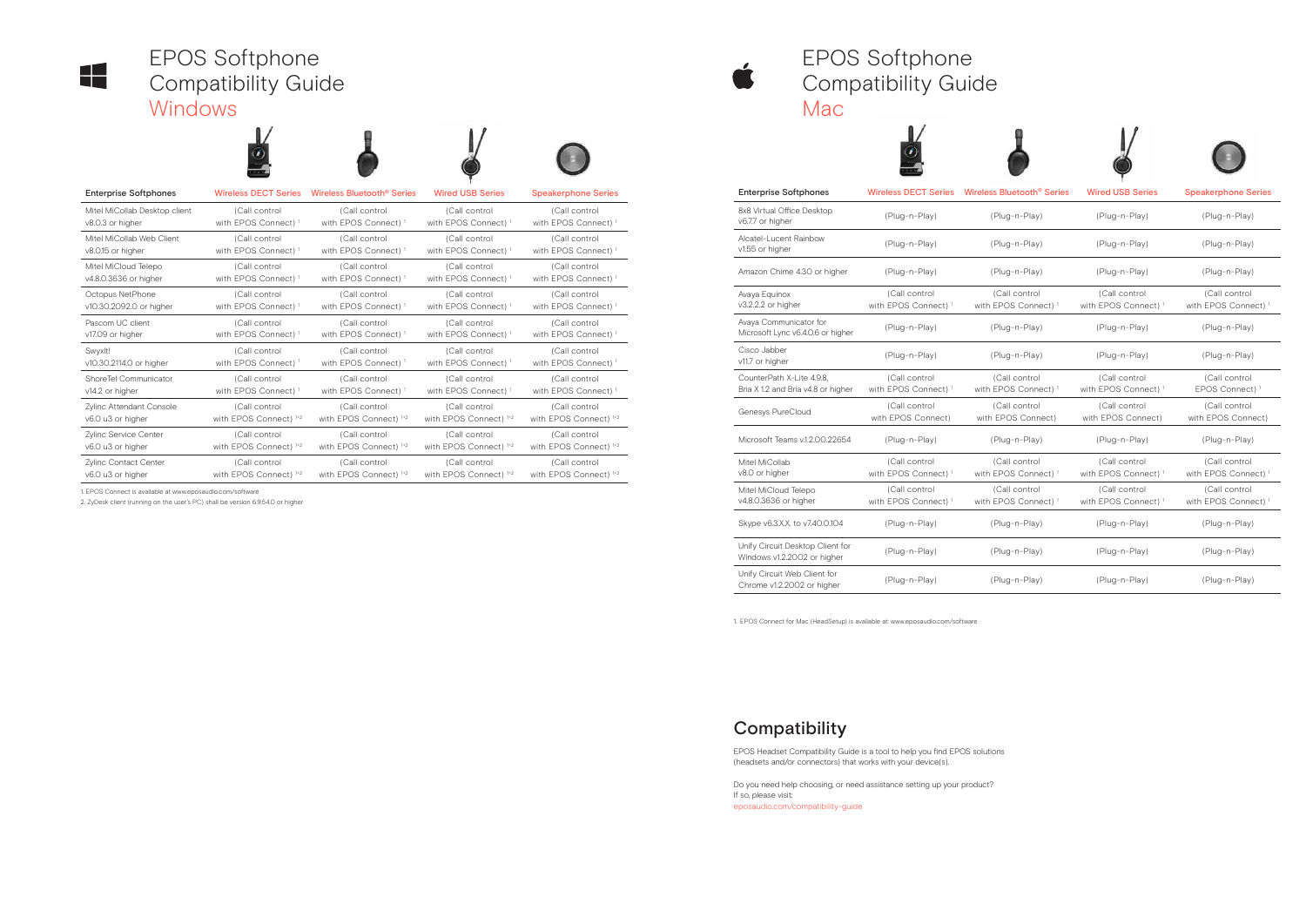# EPOS Softphone Compatibility Guide

## Windows

| Enterprise Softphones | Wireless DECT Series | Wireless Bluetooth® Series | Wired USB Series | Speakerphone Series |
|---|---|---|---|---|
| Mitel MiCollab Desktop client v8.0.3 or higher | (Call control with EPOS Connect) [1] | (Call control with EPOS Connect) [1] | (Call control with EPOS Connect) [1] | (Call control with EPOS Connect) [1] |
| Mitel MiCollab Web Client v8.0.15 or higher | (Call control with EPOS Connect) [1] | (Call control with EPOS Connect) [1] | (Call control with EPOS Connect) [1] | (Call control with EPOS Connect) [1] |
| Mitel MiCloud Telepo v4.8.0.3636 or higher | (Call control with EPOS Connect) [1] | (Call control with EPOS Connect) [1] | (Call control with EPOS Connect) [1] | (Call control with EPOS Connect) [1] |
| Octopus NetPhone v10.30.2092.0 or higher | (Call control with EPOS Connect) [1] | (Call control with EPOS Connect) [1] | (Call control with EPOS Connect) [1] | (Call control with EPOS Connect) [1] |
| Pascom UC client v17.09 or higher | (Call control with EPOS Connect) [1] | (Call control with EPOS Connect) [1] | (Call control with EPOS Connect) [1] | (Call control with EPOS Connect) [1] |
| SwyxIt! v10.30.2114.0 or higher | (Call control with EPOS Connect) [1] | (Call control with EPOS Connect) [1] | (Call control with EPOS Connect) [1] | (Call control with EPOS Connect) [1] |
| ShoreTel Communicator v14.2 or higher | (Call control with EPOS Connect) [1] | (Call control with EPOS Connect) [1] | (Call control with EPOS Connect) [1] | (Call control with EPOS Connect) [1] |
| Zylinc Attendant Console v6.0 u3 or higher | (Call control with EPOS Connect) [1+2] | (Call control with EPOS Connect) [1+2] | (Call control with EPOS Connect) [1+2] | (Call control with EPOS Connect) [1+2] |
| Zylinc Service Center v6.0 u3 or higher | (Call control with EPOS Connect) [1+2] | (Call control with EPOS Connect) [1+2] | (Call control with EPOS Connect) [1+2] | (Call control with EPOS Connect) [1+2] |
| Zylinc Contact Center v6.0 u3 or higher | (Call control with EPOS Connect) [1+2] | (Call control with EPOS Connect) [1+2] | (Call control with EPOS Connect) [1+2] | (Call control with EPOS Connect) [1+2] |

1. EPOS Connect is available at www.eposaudio.com/software
2. ZyDesk client (running on the user's PC) shall be version 6.9.54.0 or higher

# EPOS Softphone Compatibility Guide

## Mac

| Enterprise Softphones | Wireless DECT Series | Wireless Bluetooth® Series | Wired USB Series | Speakerphone Series |
|---|---|---|---|---|
| 8x8 Virtual Office Desktop v6.7.7 or higher | (Plug-n-Play) | (Plug-n-Play) | (Plug-n-Play) | (Plug-n-Play) |
| Alcatel-Lucent Rainbow v1.55 or higher | (Plug-n-Play) | (Plug-n-Play) | (Plug-n-Play) | (Plug-n-Play) |
| Amazon Chime 4.30 or higher | (Plug-n-Play) | (Plug-n-Play) | (Plug-n-Play) | (Plug-n-Play) |
| Avaya Equinox v3.2.2.2 or higher | (Call control with EPOS Connect) [1] | (Call control with EPOS Connect) [1] | (Call control with EPOS Connect) [1] | (Call control with EPOS Connect) [1] |
| Avaya Communicator for Microsoft Lync v6.4.0.6 or higher | (Plug-n-Play) | (Plug-n-Play) | (Plug-n-Play) | (Plug-n-Play) |
| Cisco Jabber v11.7 or higher | (Plug-n-Play) | (Plug-n-Play) | (Plug-n-Play) | (Plug-n-Play) |
| CounterPath X-Lite 4.9.8, Bria X 1.2 and Bria v4.8 or higher | (Call control with EPOS Connect) [1] | (Call control with EPOS Connect) [1] | (Call control with EPOS Connect) [1] | (Call control EPOS Connect) [1] |
| Genesys PureCloud | (Call control with EPOS Connect) | (Call control with EPOS Connect) | (Call control with EPOS Connect) | (Call control with EPOS Connect) |
| Microsoft Teams v.1.2.00.22654 | (Plug-n-Play) | (Plug-n-Play) | (Plug-n-Play) | (Plug-n-Play) |
| Mitel MiCollab v8.0 or higher | (Call control with EPOS Connect) [1] | (Call control with EPOS Connect) [1] | (Call control with EPOS Connect) [1] | (Call control with EPOS Connect) [1] |
| Mitel MiCloud Telepo v4.8.0.3636 or higher | (Call control with EPOS Connect) [1] | (Call control with EPOS Connect) [1] | (Call control with EPOS Connect) [1] | (Call control with EPOS Connect) [1] |
| Skype v6.3.X.X. to v7.40.0.104 | (Plug-n-Play) | (Plug-n-Play) | (Plug-n-Play) | (Plug-n-Play) |
| Unify Circuit Desktop Client for Windows v1.2.2002 or higher | (Plug-n-Play) | (Plug-n-Play) | (Plug-n-Play) | (Plug-n-Play) |
| Unify Circuit Web Client for Chrome v1.2.2002 or higher | (Plug-n-Play) | (Plug-n-Play) | (Plug-n-Play) | (Plug-n-Play) |

1. EPOS Connect for Mac (HeadSetup) is available at: www.eposaudio.com/software

## Compatibility

EPOS Headset Compatibility Guide is a tool to help you find EPOS solutions (headsets and/or connectors) that works with your device(s).

Do you need help choosing, or need assistance setting up your product? If so, please visit:
eposaudio.com/compatibility-guide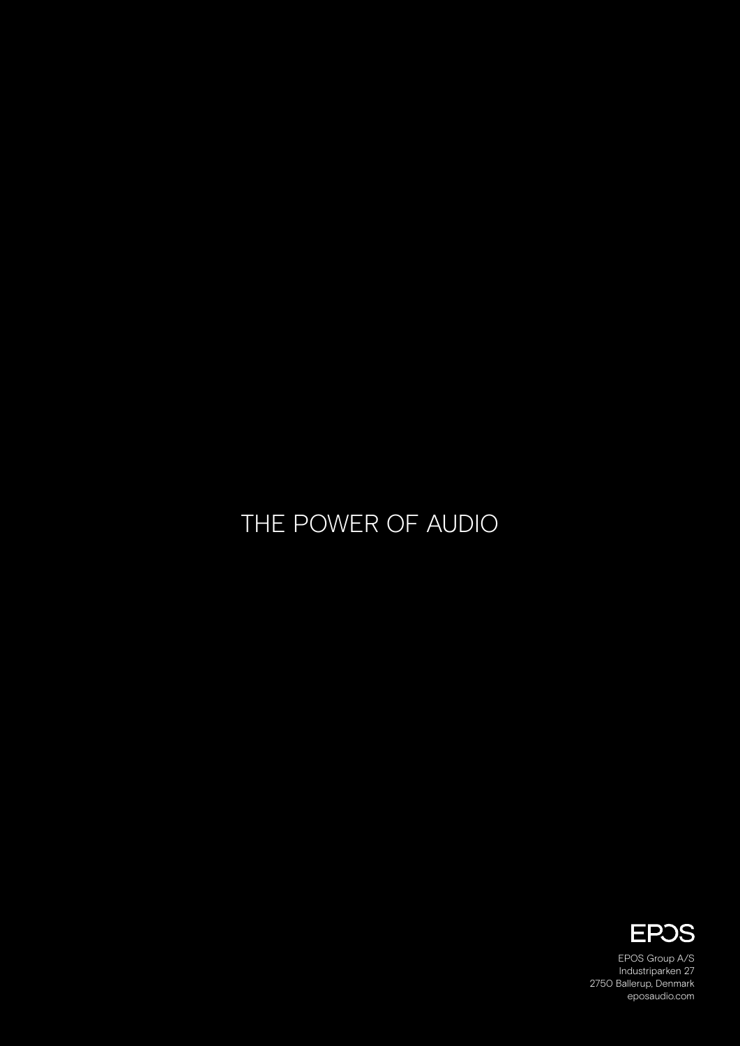THE POWER OF AUDIO

EPOS

EPOS Group A/S
Industriparken 27
2750 Ballerup, Denmark
eposaudio.com